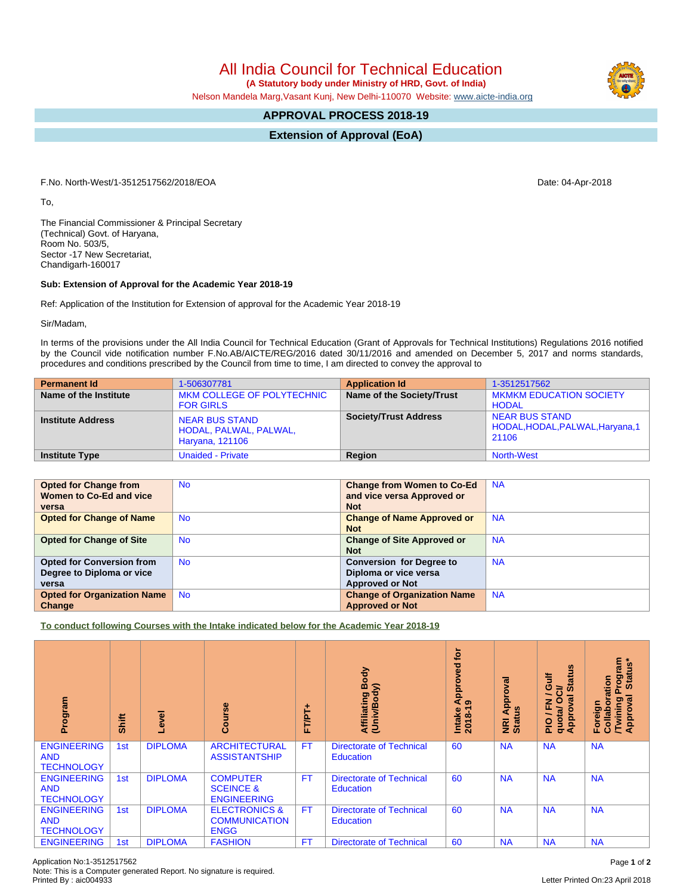# All India Council for Technical Education

**(A Statutory body under Ministry of HRD, Govt. of India)**

Nelson Mandela Marg,Vasant Kunj, New Delhi-110070 Website: www.aicte-india.org

## APPROVAL PROCESS 2018-19

## Extension of Approval (EoA)

F.No. North-West/1-3512517562/2018/EOA

Date: 04-Apr-2018

To,

The Financial Commissioner & Principal Secretary
(Technical) Govt. of Haryana,
Room No. 503/5,
Sector -17 New Secretariat,
Chandigarh-160017

**Sub: Extension of Approval for the Academic Year 2018-19**

Ref: Application of the Institution for Extension of approval for the Academic Year 2018-19

Sir/Madam,

In terms of the provisions under the All India Council for Technical Education (Grant of Approvals for Technical Institutions) Regulations 2016 notified by the Council vide notification number F.No.AB/AICTE/REG/2016 dated 30/11/2016 and amended on December 5, 2017 and norms standards, procedures and conditions prescribed by the Council from time to time, I am directed to convey the approval to

| **Permanent Id** | 1-506307781 | **Application Id** | 1-3512517562 |
|---|---|---|---|
| **Name of the Institute** | MKM COLLEGE OF POLYTECHNIC FOR GIRLS | **Name of the Society/Trust** | MKMKM EDUCATION SOCIETY HODAL |
| **Institute Address** | NEAR BUS STAND HODAL, PALWAL, PALWAL, Haryana, 121106 | **Society/Trust Address** | NEAR BUS STAND HODAL,HODAL,PALWAL,Haryana,121106 |
| **Institute Type** | Unaided - Private | **Region** | North-West |

| **Opted for Change from Women to Co-Ed and vice versa** | No | **Change from Women to Co-Ed and vice versa Approved or Not** | NA |
|---|---|---|---|
| **Opted for Change of Name** | No | **Change of Name Approved or Not** | NA |
| **Opted for Change of Site** | No | **Change of Site Approved or Not** | NA |
| **Opted for Conversion from Degree to Diploma or vice versa** | No | **Conversion for Degree to Diploma or vice versa Approved or Not** | NA |
| **Opted for Organization Name Change** | No | **Change of Organization Name Approved or Not** | NA |

**To conduct following Courses with the Intake indicated below for the Academic Year 2018-19**

| Program | Shift | Level | Course | FT/PT+ | Affiliating Body (Univ/Body) | Intake Approved for 2018-19 | NRI Approval Status | PIO / FN / Gulf quota/ OCI/ Approval Status | Foreign Collaboration /Twining Program Approval Status* |
|---|---|---|---|---|---|---|---|---|---|
| ENGINEERING AND TECHNOLOGY | 1st | DIPLOMA | ARCHITECTURAL ASSISTANTSHIP | FT | Directorate of Technical Education | 60 | NA | NA | NA |
| ENGINEERING AND TECHNOLOGY | 1st | DIPLOMA | COMPUTER SCEINCE & ENGINEERING | FT | Directorate of Technical Education | 60 | NA | NA | NA |
| ENGINEERING AND TECHNOLOGY | 1st | DIPLOMA | ELECTRONICS & COMMUNICATION ENGG | FT | Directorate of Technical Education | 60 | NA | NA | NA |
| ENGINEERING | 1st | DIPLOMA | FASHION | FT | Directorate of Technical | 60 | NA | NA | NA |

Application No:1-3512517562
Note: This is a Computer generated Report. No signature is required.
Printed By : aic004933

Letter Printed On:23 April 2018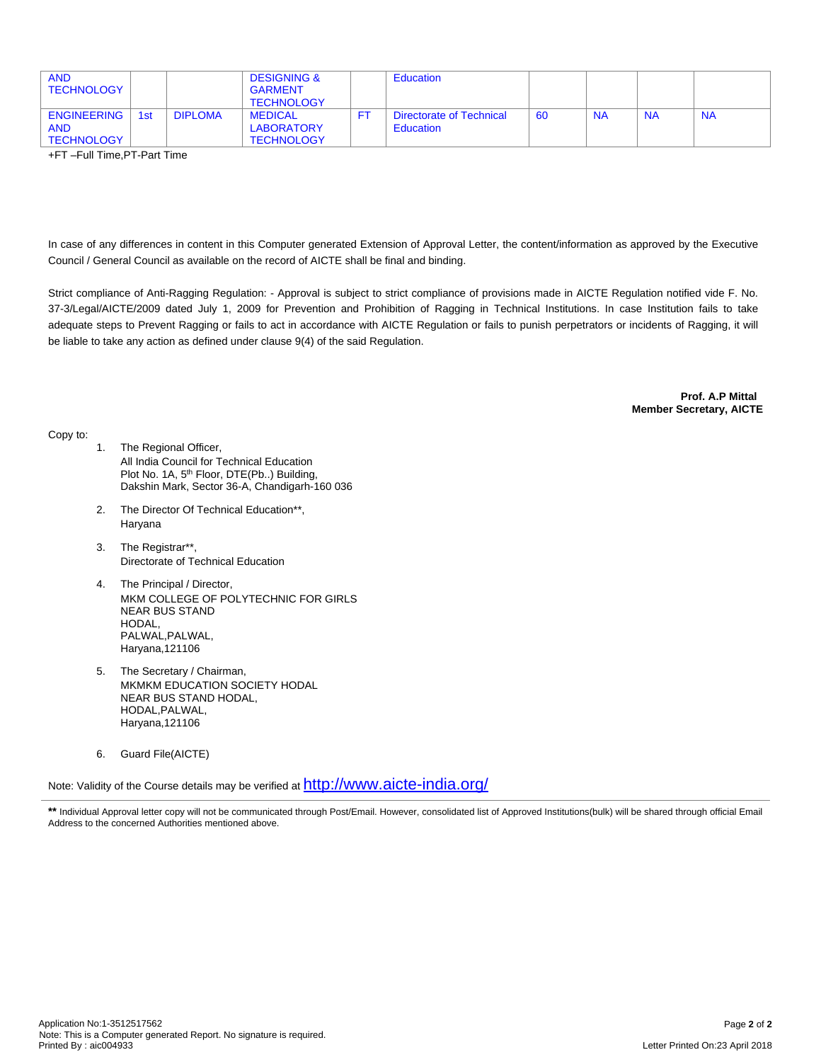| | | | | | | | | | |
|---|---|---|---|---|---|---|---|---|---|
| AND TECHNOLOGY | | | DESIGNING & GARMENT TECHNOLOGY | | Education | | | | |
| ENGINEERING AND TECHNOLOGY | 1st | DIPLOMA | MEDICAL LABORATORY TECHNOLOGY | FT | Directorate of Technical Education | 60 | NA | NA | NA |

+FT –Full Time,PT-Part Time

In case of any differences in content in this Computer generated Extension of Approval Letter, the content/information as approved by the Executive Council / General Council as available on the record of AICTE shall be final and binding.

Strict compliance of Anti-Ragging Regulation: - Approval is subject to strict compliance of provisions made in AICTE Regulation notified vide F. No. 37-3/Legal/AICTE/2009 dated July 1, 2009 for Prevention and Prohibition of Ragging in Technical Institutions. In case Institution fails to take adequate steps to Prevent Ragging or fails to act in accordance with AICTE Regulation or fails to punish perpetrators or incidents of Ragging, it will be liable to take any action as defined under clause 9(4) of the said Regulation.

**Prof. A.P Mittal**
**Member Secretary, AICTE**

Copy to:

1. The Regional Officer,
   All India Council for Technical Education
   Plot No. 1A, 5th Floor, DTE(Pb..) Building,
   Dakshin Mark, Sector 36-A, Chandigarh-160 036

2. The Director Of Technical Education**,
   Haryana

3. The Registrar**,
   Directorate of Technical Education

4. The Principal / Director,
   MKM COLLEGE OF POLYTECHNIC FOR GIRLS
   NEAR BUS STAND
   HODAL,
   PALWAL,PALWAL,
   Haryana,121106

5. The Secretary / Chairman,
   MKMKM EDUCATION SOCIETY HODAL
   NEAR BUS STAND HODAL,
   HODAL,PALWAL,
   Haryana,121106

6. Guard File(AICTE)

Note: Validity of the Course details may be verified at http://www.aicte-india.org/

** Individual Approval letter copy will not be communicated through Post/Email. However, consolidated list of Approved Institutions(bulk) will be shared through official Email Address to the concerned Authorities mentioned above.

Application No:1-3512517562
Note: This is a Computer generated Report. No signature is required.
Printed By : aic004933

Letter Printed On:23 April 2018